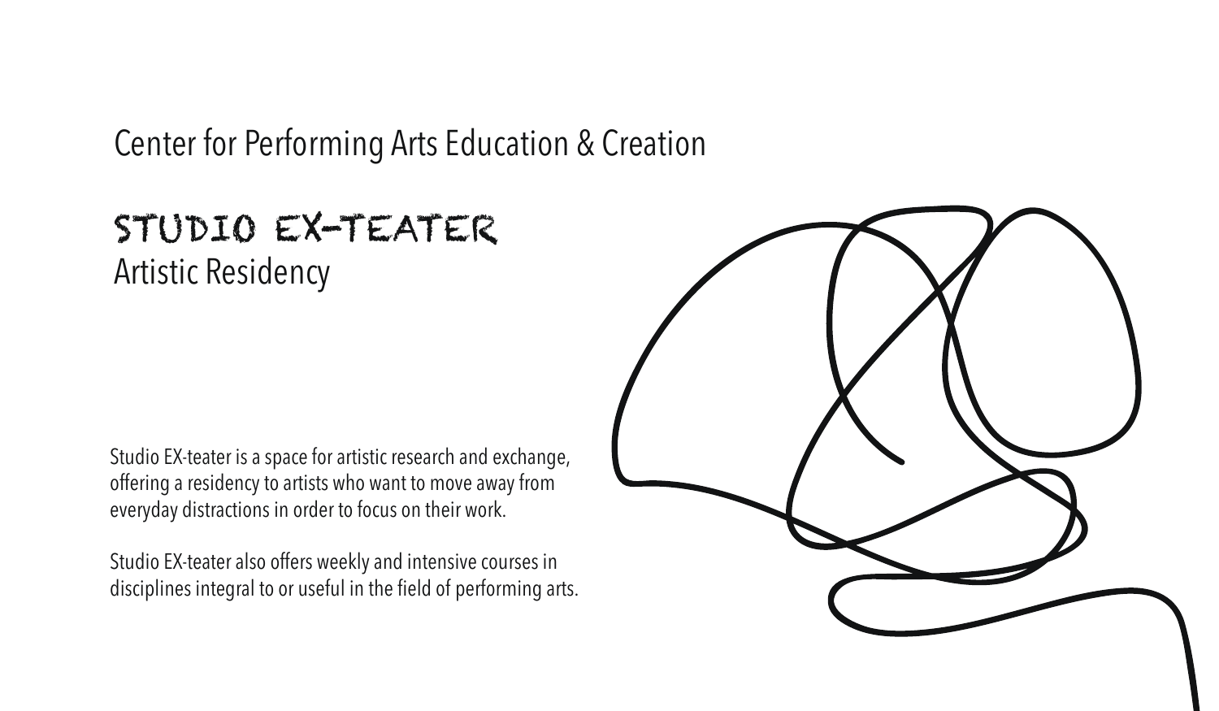Center for Performing Arts Education & Creation

# STUDIO EX-TEATER

## Artistic Residency

Studio EX-teater is a space for artistic research and exchange, offering a residency to artists who want to move away from everyday distractions in order to focus on their work.

Studio EX-teater also offers weekly and intensive courses in disciplines integral to or useful in the field of performing arts.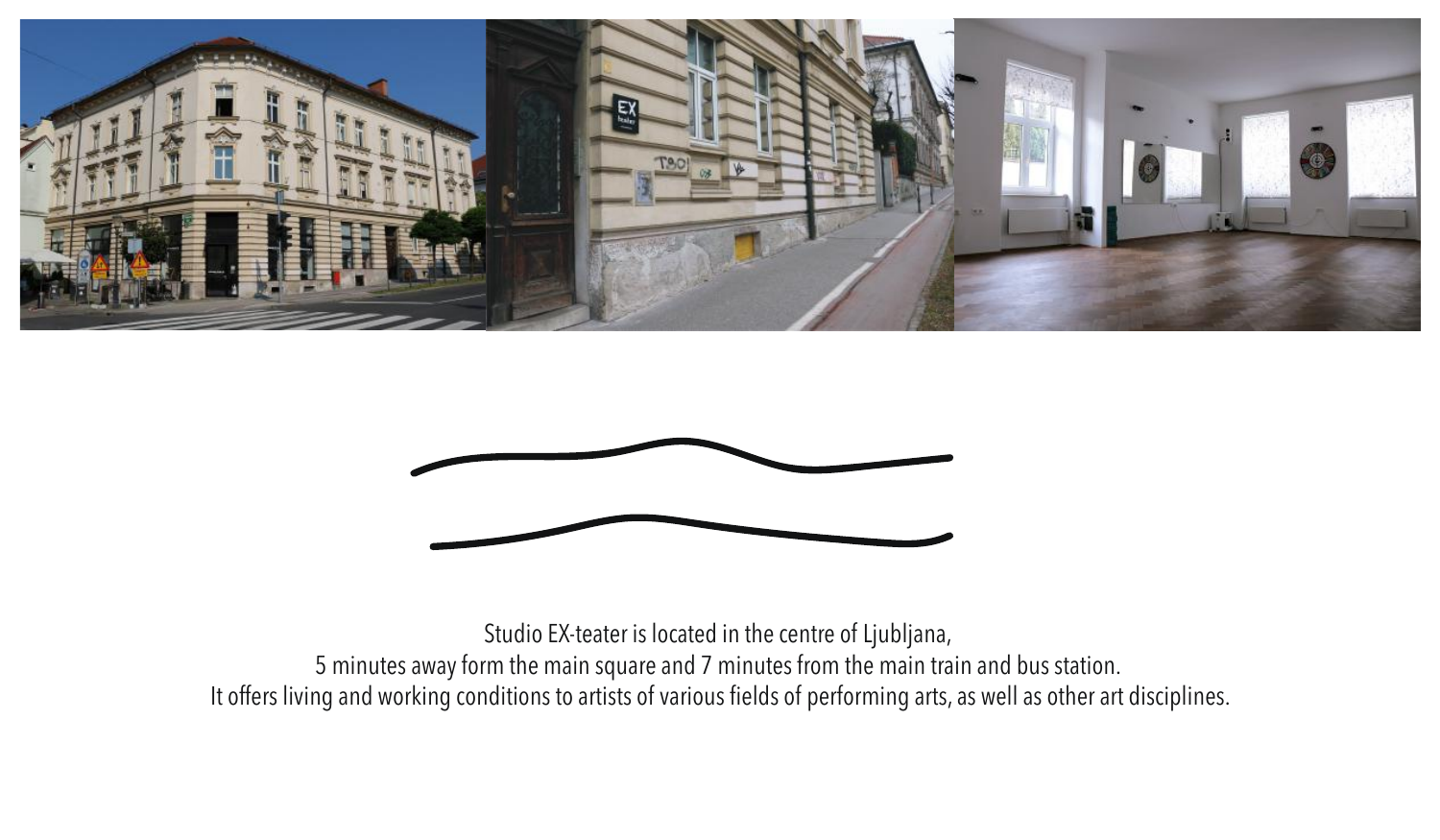Studio EX-teater is located in the centre of Ljubljana,
5 minutes away form the main square and 7 minutes from the main train and bus station.
It offers living and working conditions to artists of various fields of performing arts, as well as other art disciplines.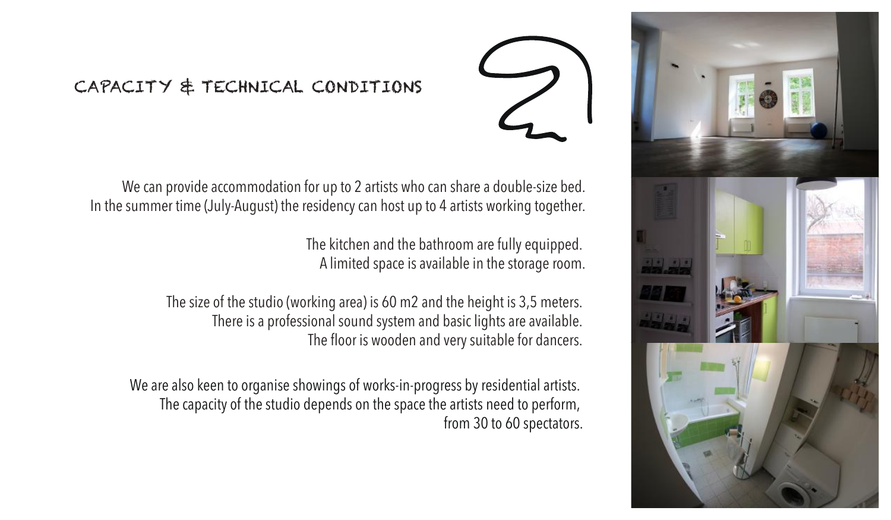## CAPACITY & TECHNICAL CONDITIONS

We can provide accommodation for up to 2 artists who can share a double-size bed.
In the summer time (July-August) the residency can host up to 4 artists working together.

The kitchen and the bathroom are fully equipped.
A limited space is available in the storage room.

The size of the studio (working area) is 60 m2 and the height is 3,5 meters.
There is a professional sound system and basic lights are available.
The floor is wooden and very suitable for dancers.

We are also keen to organise showings of works-in-progress by residential artists.
The capacity of the studio depends on the space the artists need to perform,
from 30 to 60 spectators.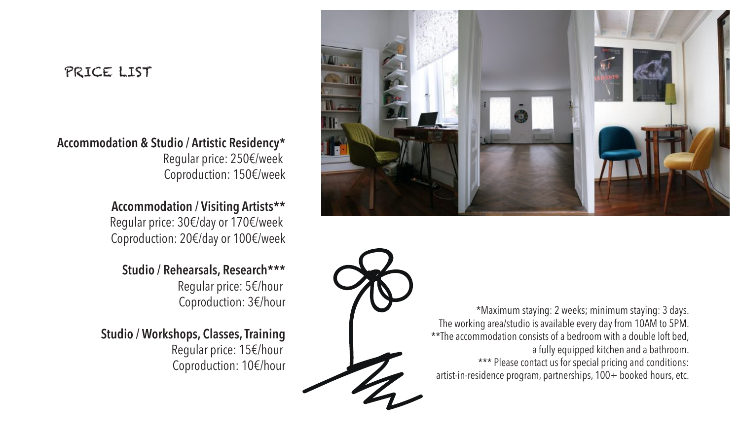# PRICE LIST

**Accommodation & Studio / Artistic Residency***
Regular price: 250€/week
Coproduction: 150€/week

**Accommodation / Visiting Artists****
Regular price: 30€/day or 170€/week
Coproduction: 20€/day or 100€/week

**Studio / Rehearsals, Research*****
Regular price: 5€/hour
Coproduction: 3€/hour

**Studio / Workshops, Classes, Training**
Regular price: 15€/hour
Coproduction: 10€/hour

*Maximum staying: 2 weeks; minimum staying: 3 days.
The working area/studio is available every day from 10AM to 5PM.
**The accommodation consists of a bedroom with a double loft bed, a fully equipped kitchen and a bathroom.
*** Please contact us for special pricing and conditions: artist-in-residence program, partnerships, 100+ booked hours, etc.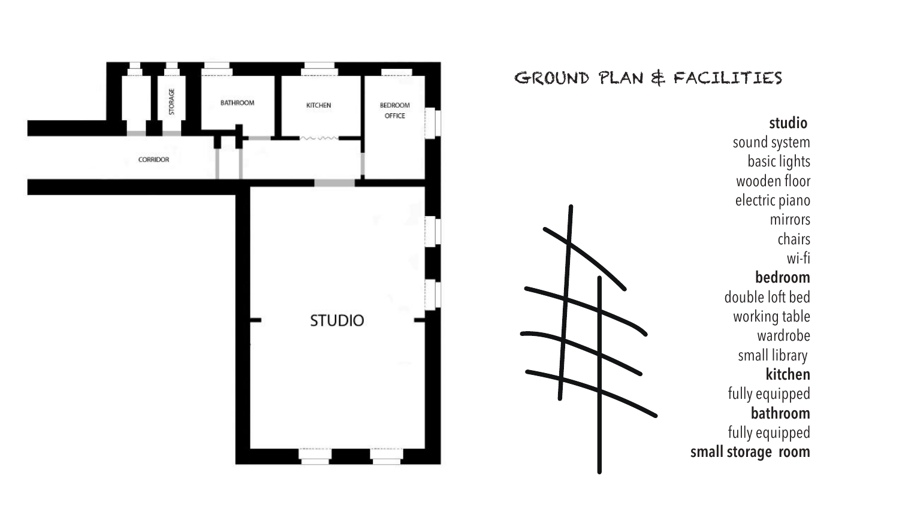# GROUND PLAN & FACILITIES

**studio**
sound system
basic lights
wooden floor
electric piano
mirrors
chairs
wi-fi

**bedroom**
double loft bed
working table
wardrobe
small library

**kitchen**
fully equipped

**bathroom**
fully equipped

**small storage room**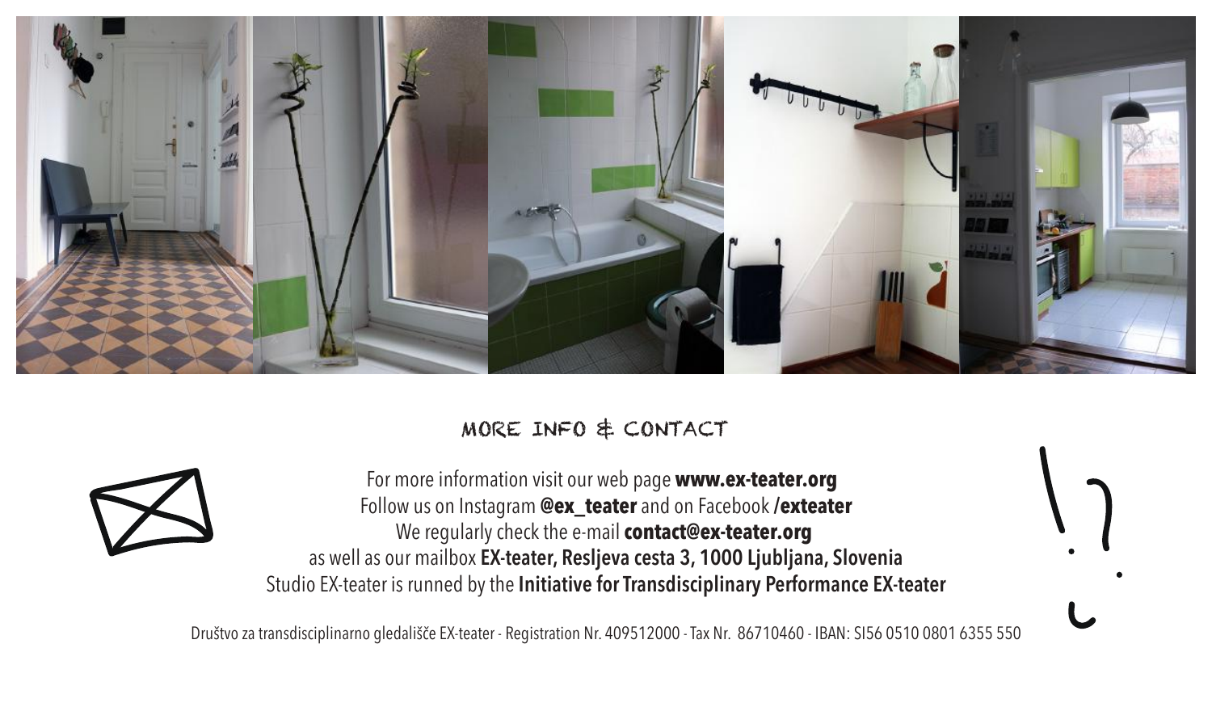## MORE INFO & CONTACT

For more information visit our web page **www.ex-teater.org**
Follow us on Instagram **@ex_teater** and on Facebook **/exteater**
We regularly check the e-mail **contact@ex-teater.org**
as well as our mailbox **EX-teater, Resljeva cesta 3, 1000 Ljubljana, Slovenia**
Studio EX-teater is runned by the **Initiative for Transdisciplinary Performance EX-teater**

Društvo za transdisciplinarno gledališče EX-teater - Registration Nr. 409512000 - Tax Nr. 86710460 - IBAN: SI56 0510 0801 6355 550